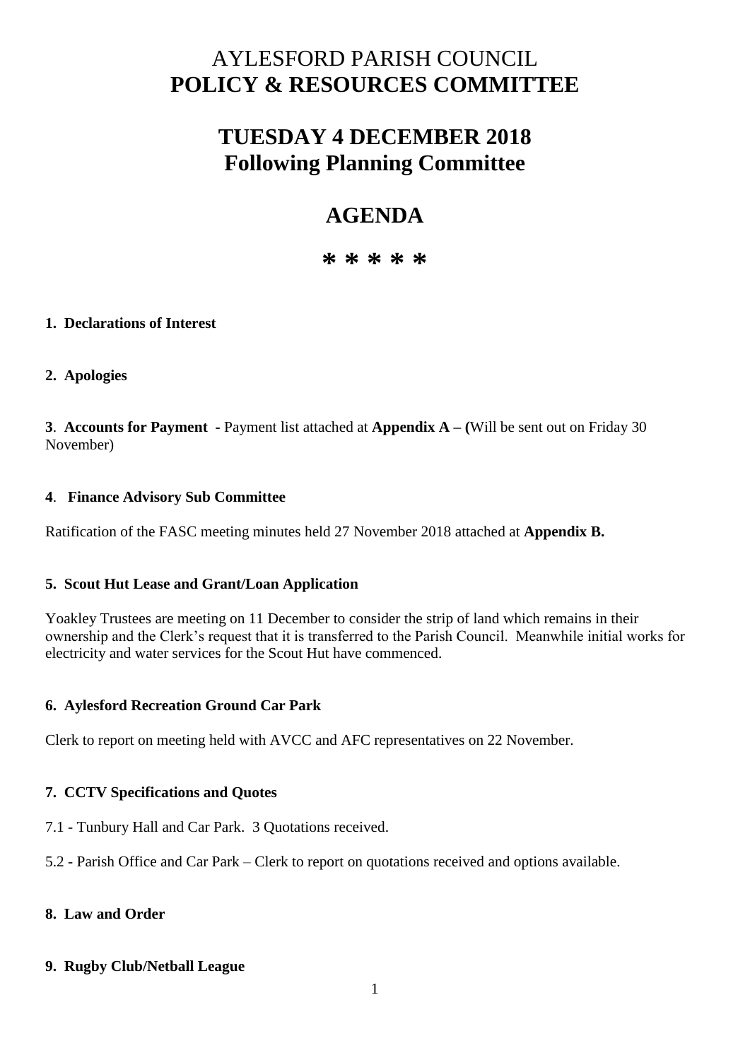# AYLESFORD PARISH COUNCIL
# **POLICY & RESOURCES COMMITTEE**

## **TUESDAY 4 DECEMBER 2018**
## **Following Planning Committee**

## **AGENDA**

**\* \* \* \* \***

**1. Declarations of Interest**

**2. Apologies**

**3**. **Accounts for Payment -** Payment list attached at **Appendix A – (**Will be sent out on Friday 30 November)

**4**. **Finance Advisory Sub Committee**

Ratification of the FASC meeting minutes held 27 November 2018 attached at **Appendix B.**

**5. Scout Hut Lease and Grant/Loan Application**

Yoakley Trustees are meeting on 11 December to consider the strip of land which remains in their ownership and the Clerk's request that it is transferred to the Parish Council. Meanwhile initial works for electricity and water services for the Scout Hut have commenced.

**6. Aylesford Recreation Ground Car Park**

Clerk to report on meeting held with AVCC and AFC representatives on 22 November.

**7. CCTV Specifications and Quotes**

7.1 - Tunbury Hall and Car Park. 3 Quotations received.

5.2 - Parish Office and Car Park – Clerk to report on quotations received and options available.

**8. Law and Order**

**9. Rugby Club/Netball League**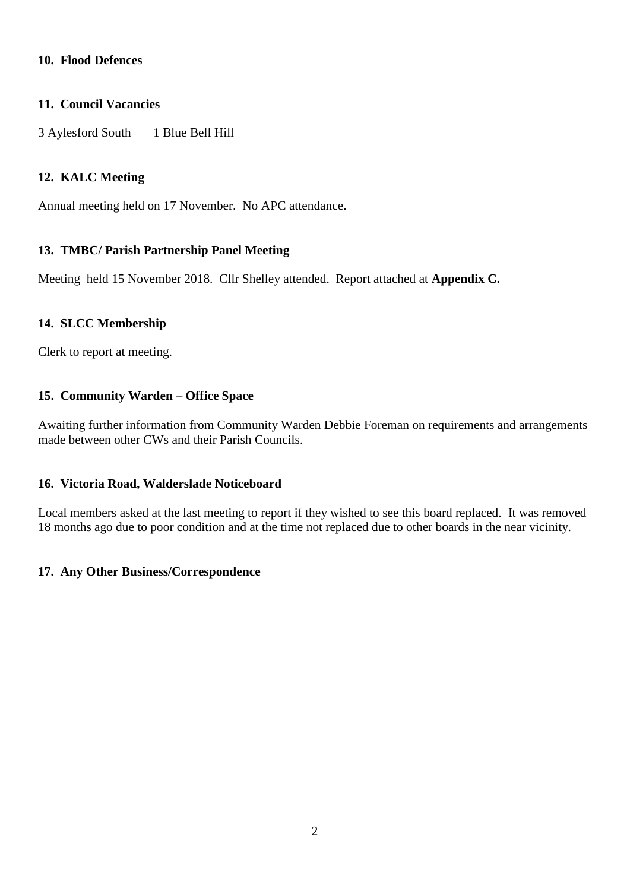**10. Flood Defences**

**11. Council Vacancies**

3 Aylesford South   1 Blue Bell Hill

**12. KALC Meeting**

Annual meeting held on 17 November. No APC attendance.

**13. TMBC/ Parish Partnership Panel Meeting**

Meeting held 15 November 2018. Cllr Shelley attended. Report attached at **Appendix C.**

**14. SLCC Membership**

Clerk to report at meeting.

**15. Community Warden – Office Space**

Awaiting further information from Community Warden Debbie Foreman on requirements and arrangements made between other CWs and their Parish Councils.

**16. Victoria Road, Walderslade Noticeboard**

Local members asked at the last meeting to report if they wished to see this board replaced. It was removed 18 months ago due to poor condition and at the time not replaced due to other boards in the near vicinity.

**17. Any Other Business/Correspondence**